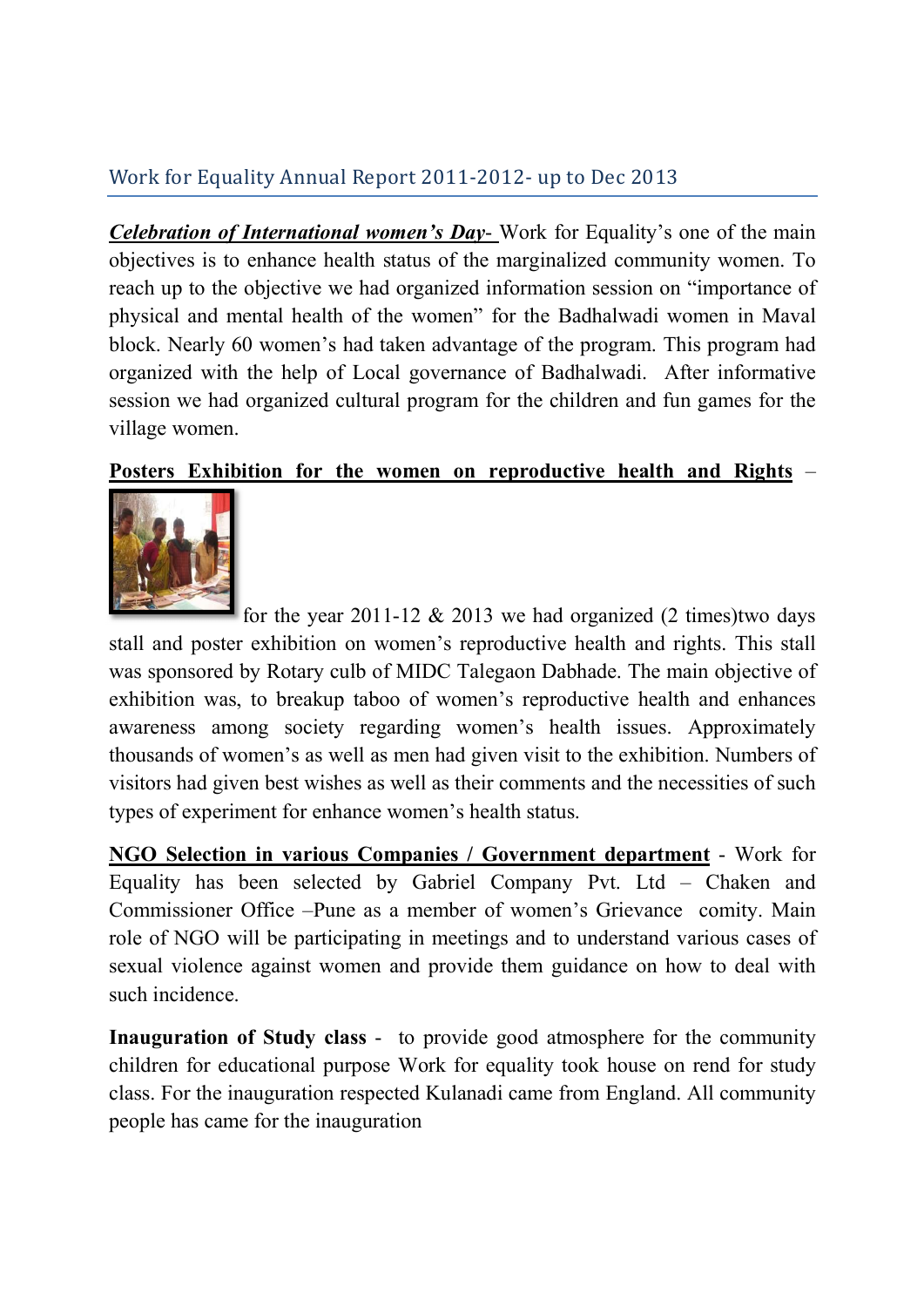## Work for Equality Annual Report 2011-2012- up to Dec 2013

***Celebration of International women's Day-*** Work for Equality's one of the main objectives is to enhance health status of the marginalized community women. To reach up to the objective we had organized information session on "importance of physical and mental health of the women" for the Badhalwadi women in Maval block. Nearly 60 women's had taken advantage of the program. This program had organized with the help of Local governance of Badhalwadi. After informative session we had organized cultural program for the children and fun games for the village women.

**Posters Exhibition for the women on reproductive health and Rights** – for the year 2011-12 & 2013 we had organized (2 times)two days stall and poster exhibition on women's reproductive health and rights. This stall was sponsored by Rotary culb of MIDC Talegaon Dabhade. The main objective of exhibition was, to breakup taboo of women's reproductive health and enhances awareness among society regarding women's health issues. Approximately thousands of women's as well as men had given visit to the exhibition. Numbers of visitors had given best wishes as well as their comments and the necessities of such types of experiment for enhance women's health status.

**NGO Selection in various Companies / Government department** - Work for Equality has been selected by Gabriel Company Pvt. Ltd – Chaken and Commissioner Office –Pune as a member of women's Grievance comity. Main role of NGO will be participating in meetings and to understand various cases of sexual violence against women and provide them guidance on how to deal with such incidence.

**Inauguration of Study class** - to provide good atmosphere for the community children for educational purpose Work for equality took house on rend for study class. For the inauguration respected Kulanadi came from England. All community people has came for the inauguration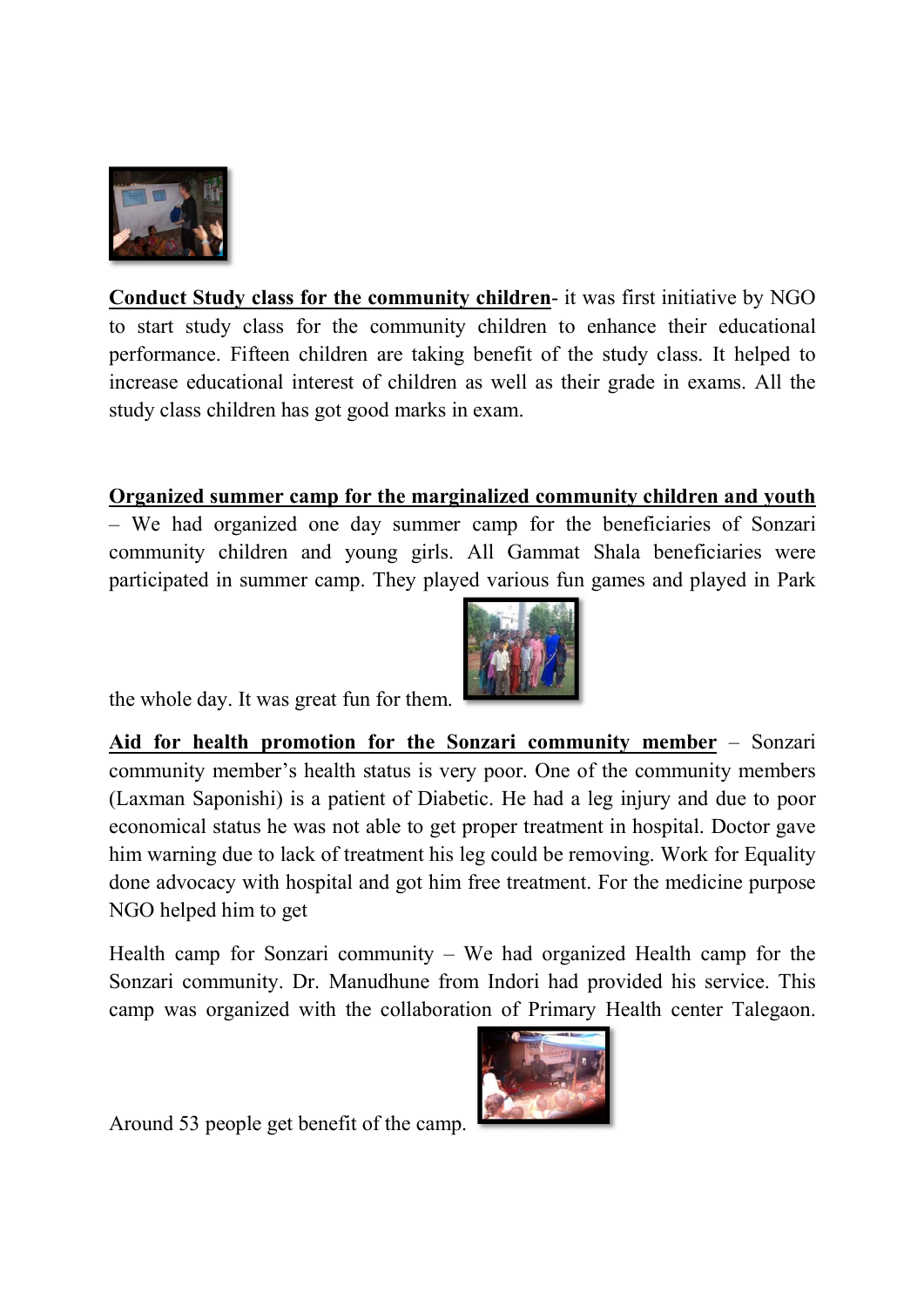**Conduct Study class for the community children**- it was first initiative by NGO to start study class for the community children to enhance their educational performance. Fifteen children are taking benefit of the study class. It helped to increase educational interest of children as well as their grade in exams. All the study class children has got good marks in exam.

**Organized summer camp for the marginalized community children and youth** – We had organized one day summer camp for the beneficiaries of Sonzari community children and young girls. All Gammat Shala beneficiaries were participated in summer camp. They played various fun games and played in Park the whole day. It was great fun for them.

**Aid for health promotion for the Sonzari community member** – Sonzari community member's health status is very poor. One of the community members (Laxman Saponishi) is a patient of Diabetic. He had a leg injury and due to poor economical status he was not able to get proper treatment in hospital. Doctor gave him warning due to lack of treatment his leg could be removing. Work for Equality done advocacy with hospital and got him free treatment. For the medicine purpose NGO helped him to get

Health camp for Sonzari community – We had organized Health camp for the Sonzari community. Dr. Manudhune from Indori had provided his service. This camp was organized with the collaboration of Primary Health center Talegaon. Around 53 people get benefit of the camp.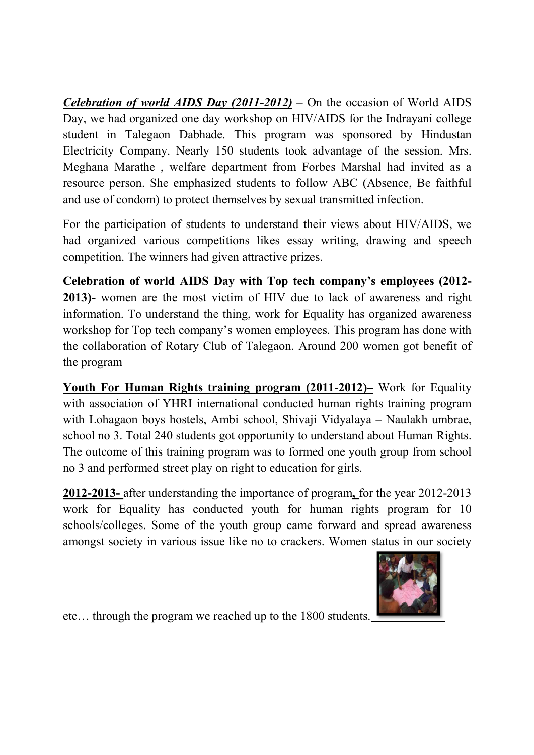***Celebration of world AIDS Day (2011-2012)*** – On the occasion of World AIDS Day, we had organized one day workshop on HIV/AIDS for the Indrayani college student in Talegaon Dabhade. This program was sponsored by Hindustan Electricity Company. Nearly 150 students took advantage of the session. Mrs. Meghana Marathe , welfare department from Forbes Marshal had invited as a resource person. She emphasized students to follow ABC (Absence, Be faithful and use of condom) to protect themselves by sexual transmitted infection.

For the participation of students to understand their views about HIV/AIDS, we had organized various competitions likes essay writing, drawing and speech competition. The winners had given attractive prizes.

**Celebration of world AIDS Day with Top tech company's employees (2012-2013)-** women are the most victim of HIV due to lack of awareness and right information. To understand the thing, work for Equality has organized awareness workshop for Top tech company's women employees. This program has done with the collaboration of Rotary Club of Talegaon. Around 200 women got benefit of the program

**Youth For Human Rights training program (2011-2012)–** Work for Equality with association of YHRI international conducted human rights training program with Lohagaon boys hostels, Ambi school, Shivaji Vidyalaya – Naulakh umbrae, school no 3. Total 240 students got opportunity to understand about Human Rights. The outcome of this training program was to formed one youth group from school no 3 and performed street play on right to education for girls.

**2012-2013-** after understanding the importance of program, for the year 2012-2013 work for Equality has conducted youth for human rights program for 10 schools/colleges. Some of the youth group came forward and spread awareness amongst society in various issue like no to crackers. Women status in our society etc… through the program we reached up to the 1800 students.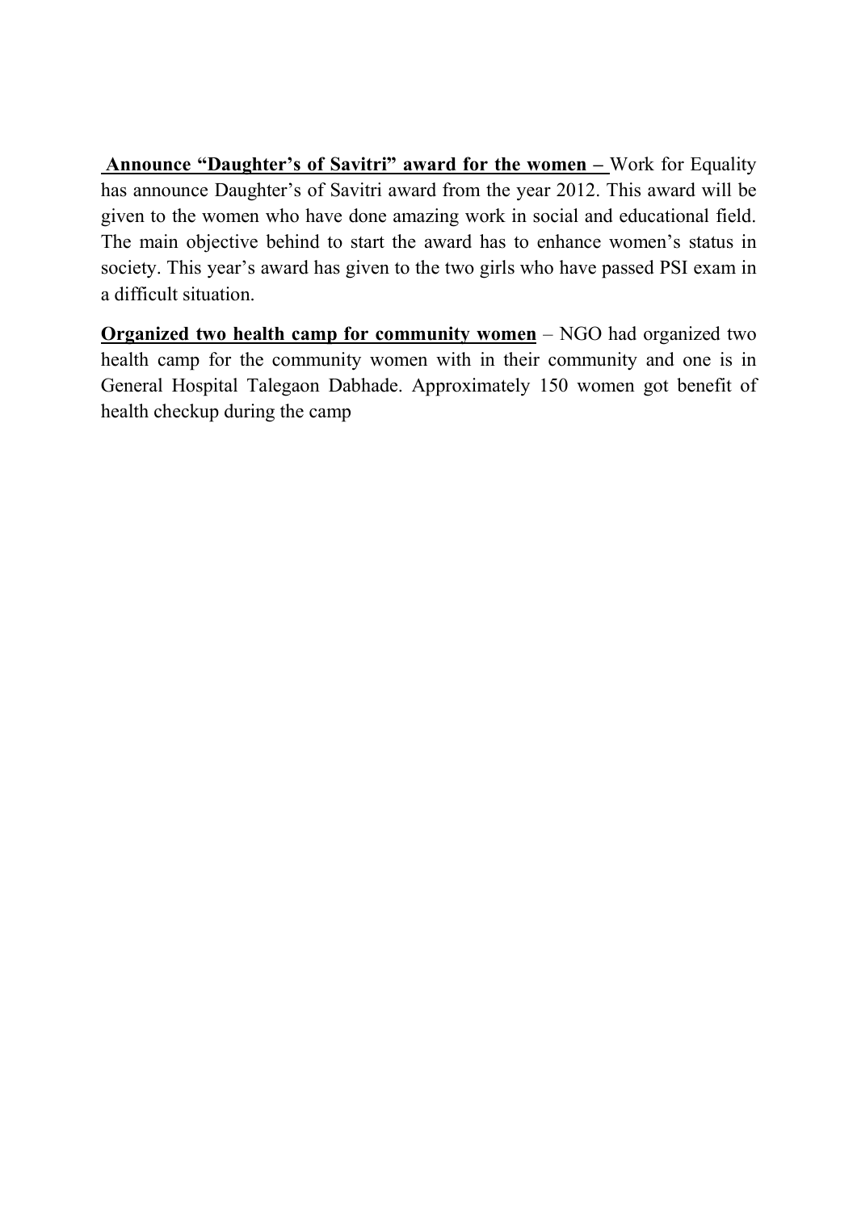**Announce "Daughter's of Savitri" award for the women –** Work for Equality has announce Daughter's of Savitri award from the year 2012. This award will be given to the women who have done amazing work in social and educational field. The main objective behind to start the award has to enhance women's status in society. This year's award has given to the two girls who have passed PSI exam in a difficult situation.

**Organized two health camp for community women** – NGO had organized two health camp for the community women with in their community and one is in General Hospital Talegaon Dabhade. Approximately 150 women got benefit of health checkup during the camp